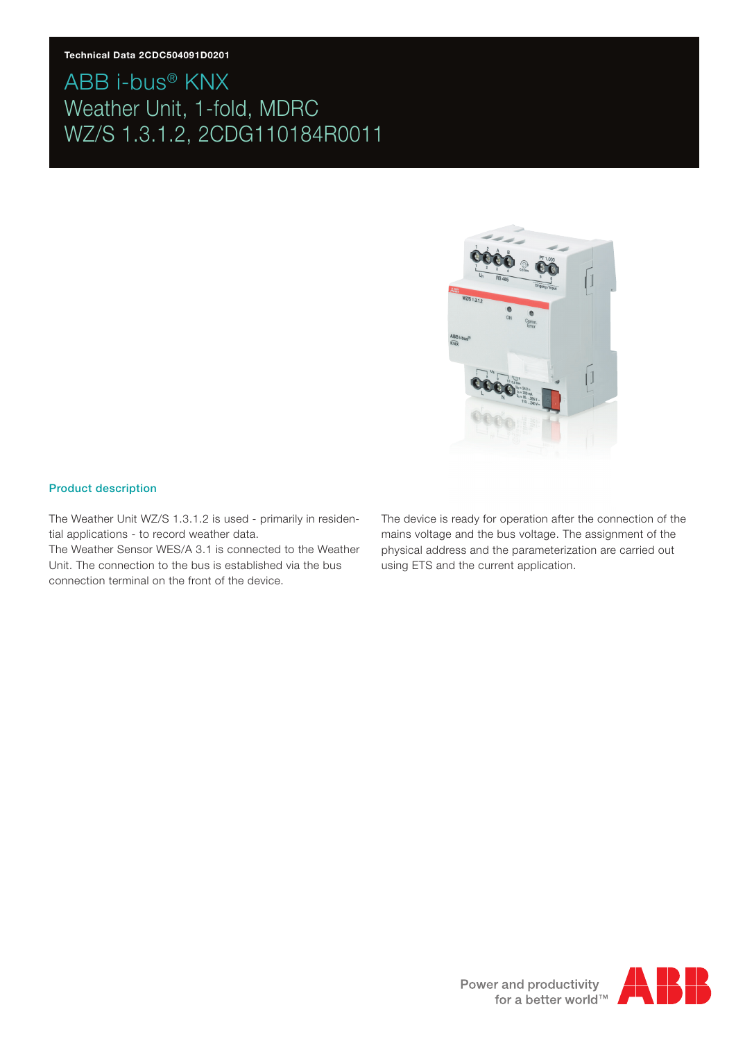Technical Data 2CDC504091D0201

# ABB i-bus® KNX
# Weather Unit, 1-fold, MDRC
# WZ/S 1.3.1.2, 2CDG110184R0011

## Product description

The Weather Unit WZ/S 1.3.1.2 is used - primarily in residential applications - to record weather data.
The Weather Sensor WES/A 3.1 is connected to the Weather Unit. The connection to the bus is established via the bus connection terminal on the front of the device.

The device is ready for operation after the connection of the mains voltage and the bus voltage. The assignment of the physical address and the parameterization are carried out using ETS and the current application.

Power and productivity for a better world™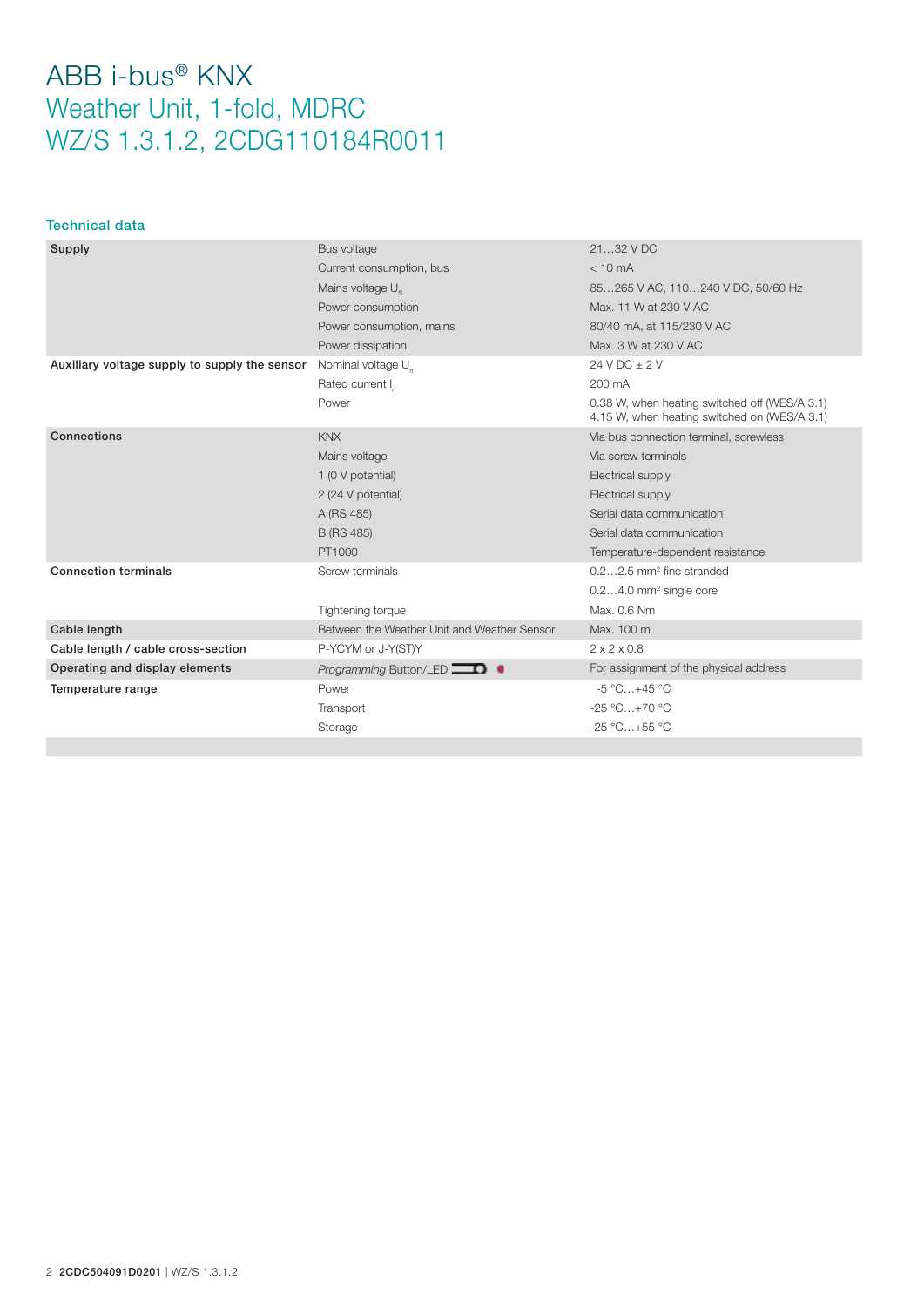# ABB i-bus® KNX
## Weather Unit, 1-fold, MDRC
## WZ/S 1.3.1.2, 2CDG110184R0011

### Technical data

| | | |
|---|---|---|
| **Supply** | Bus voltage | 21…32 V DC |
| | Current consumption, bus | < 10 mA |
| | Mains voltage $U_s$ | 85…265 V AC, 110…240 V DC, 50/60 Hz |
| | Power consumption | Max. 11 W at 230 V AC |
| | Power consumption, mains | 80/40 mA, at 115/230 V AC |
| | Power dissipation | Max. 3 W at 230 V AC |
| **Auxiliary voltage supply to supply the sensor** | Nominal voltage $U_n$ | 24 V DC ± 2 V |
| | Rated current $I_n$ | 200 mA |
| | Power | 0.38 W, when heating switched off (WES/A 3.1)<br>4.15 W, when heating switched on (WES/A 3.1) |
| **Connections** | KNX | Via bus connection terminal, screwless |
| | Mains voltage | Via screw terminals |
| | 1 (0 V potential) | Electrical supply |
| | 2 (24 V potential) | Electrical supply |
| | A (RS 485) | Serial data communication |
| | B (RS 485) | Serial data communication |
| | PT1000 | Temperature-dependent resistance |
| **Connection terminals** | Screw terminals | 0.2…2.5 mm² fine stranded |
| | | 0.2…4.0 mm² single core |
| | Tightening torque | Max. 0.6 Nm |
| **Cable length** | Between the Weather Unit and Weather Sensor | Max. 100 m |
| **Cable length / cable cross-section** | P-YCYM or J-Y(ST)Y | 2 x 2 x 0.8 |
| **Operating and display elements** | *Programming* Button/LED | For assignment of the physical address |
| **Temperature range** | Power | -5 °C…+45 °C |
| | Transport | -25 °C…+70 °C |
| | Storage | -25 °C…+55 °C |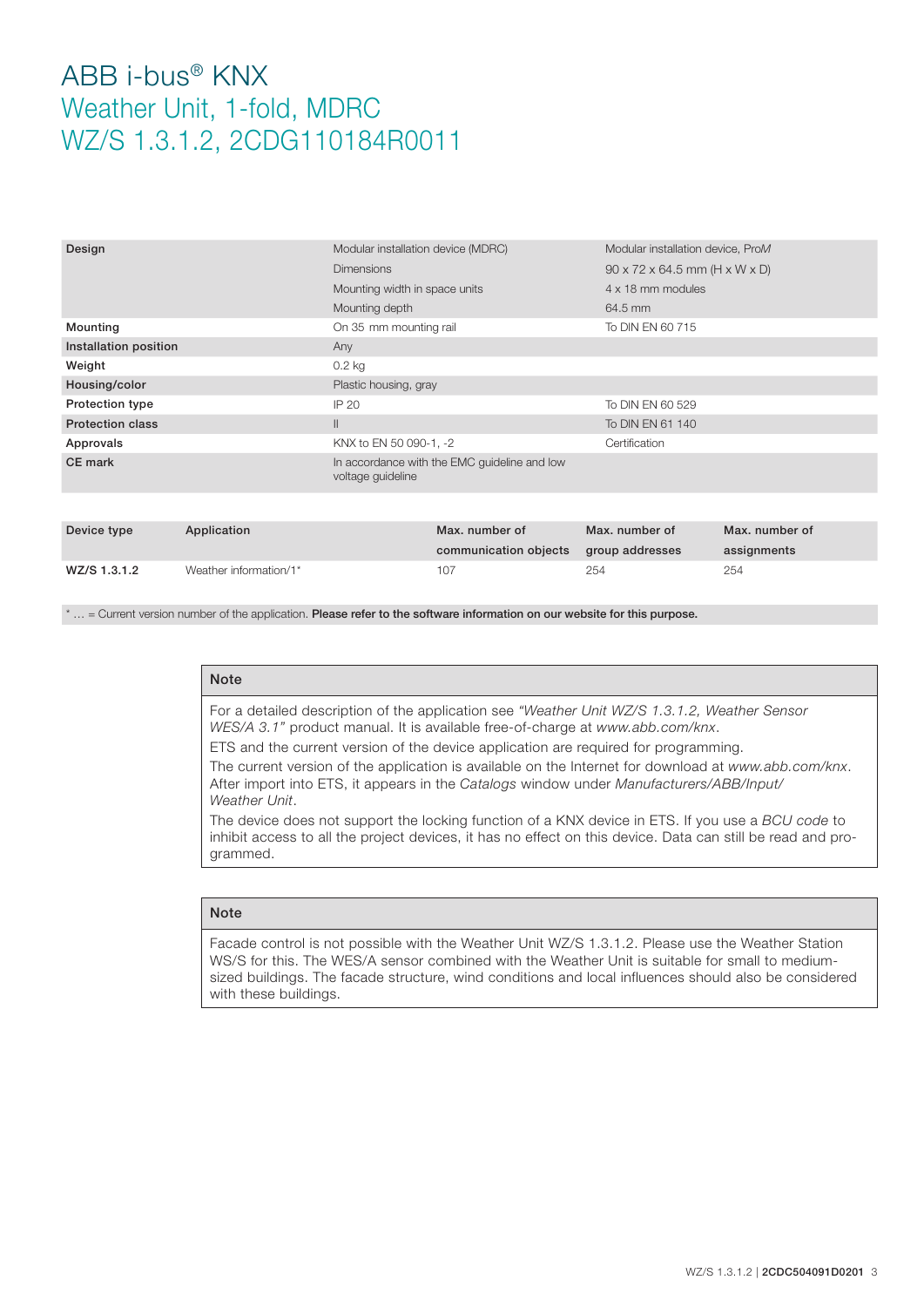# ABB i-bus® KNX
## Weather Unit, 1-fold, MDRC
## WZ/S 1.3.1.2, 2CDG110184R0011

| | | |
|---|---|---|
| **Design** | Modular installation device (MDRC) | Modular installation device, ProM |
| | Dimensions | 90 x 72 x 64.5 mm (H x W x D) |
| | Mounting width in space units | 4 x 18 mm modules |
| | Mounting depth | 64.5 mm |
| **Mounting** | On 35 mm mounting rail | To DIN EN 60 715 |
| **Installation position** | Any | |
| **Weight** | 0.2 kg | |
| **Housing/color** | Plastic housing, gray | |
| **Protection type** | IP 20 | To DIN EN 60 529 |
| **Protection class** | II | To DIN EN 61 140 |
| **Approvals** | KNX to EN 50 090-1, -2 | Certification |
| **CE mark** | In accordance with the EMC guideline and low voltage guideline | |

| Device type | Application | Max. number of communication objects | Max. number of group addresses | Max. number of assignments |
|---|---|---|---|---|
| **WZ/S 1.3.1.2** | Weather information/1* | 107 | 254 | 254 |

* … = Current version number of the application. **Please refer to the software information on our website for this purpose.**

**Note**

For a detailed description of the application see *"Weather Unit WZ/S 1.3.1.2, Weather Sensor WES/A 3.1"* product manual. It is available free-of-charge at *www.abb.com/knx*.

ETS and the current version of the device application are required for programming.

The current version of the application is available on the Internet for download at *www.abb.com/knx*. After import into ETS, it appears in the *Catalogs* window under *Manufacturers/ABB/Input/ Weather Unit*.

The device does not support the locking function of a KNX device in ETS. If you use a *BCU code* to inhibit access to all the project devices, it has no effect on this device. Data can still be read and programmed.

**Note**

Facade control is not possible with the Weather Unit WZ/S 1.3.1.2. Please use the Weather Station WS/S for this. The WES/A sensor combined with the Weather Unit is suitable for small to medium-sized buildings. The facade structure, wind conditions and local influences should also be considered with these buildings.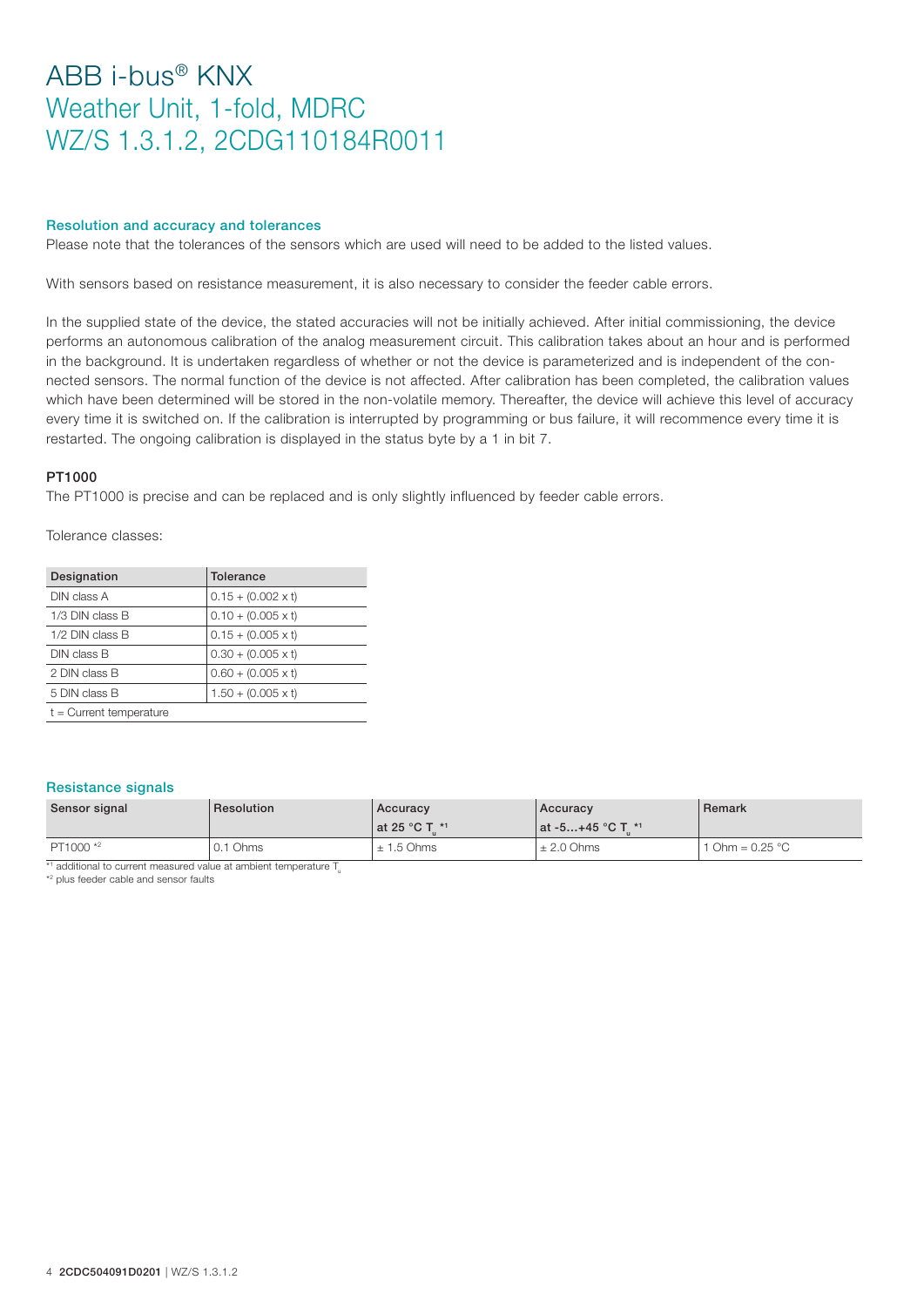# ABB i-bus® KNX
## Weather Unit, 1-fold, MDRC
## WZ/S 1.3.1.2, 2CDG110184R0011

### Resolution and accuracy and tolerances

Please note that the tolerances of the sensors which are used will need to be added to the listed values.

With sensors based on resistance measurement, it is also necessary to consider the feeder cable errors.

In the supplied state of the device, the stated accuracies will not be initially achieved. After initial commissioning, the device performs an autonomous calibration of the analog measurement circuit. This calibration takes about an hour and is performed in the background. It is undertaken regardless of whether or not the device is parameterized and is independent of the connected sensors. The normal function of the device is not affected. After calibration has been completed, the calibration values which have been determined will be stored in the non-volatile memory. Thereafter, the device will achieve this level of accuracy every time it is switched on. If the calibration is interrupted by programming or bus failure, it will recommence every time it is restarted. The ongoing calibration is displayed in the status byte by a 1 in bit 7.

#### PT1000

The PT1000 is precise and can be replaced and is only slightly influenced by feeder cable errors.

Tolerance classes:

| Designation | Tolerance |
|---|---|
| DIN class A | 0.15 + (0.002 x t) |
| 1/3 DIN class B | 0.10 + (0.005 x t) |
| 1/2 DIN class B | 0.15 + (0.005 x t) |
| DIN class B | 0.30 + (0.005 x t) |
| 2 DIN class B | 0.60 + (0.005 x t) |
| 5 DIN class B | 1.50 + (0.005 x t) |
| t = Current temperature | |

### Resistance signals

| Sensor signal | Resolution | Accuracy at 25 °C $T_u$ *1 | Accuracy at -5…+45 °C $T_u$ *1 | Remark |
|---|---|---|---|---|
| PT1000 *2 | 0.1 Ohms | ± 1.5 Ohms | ± 2.0 Ohms | 1 Ohm = 0.25 °C |

*1 additional to current measured value at ambient temperature $T_u$

*2 plus feeder cable and sensor faults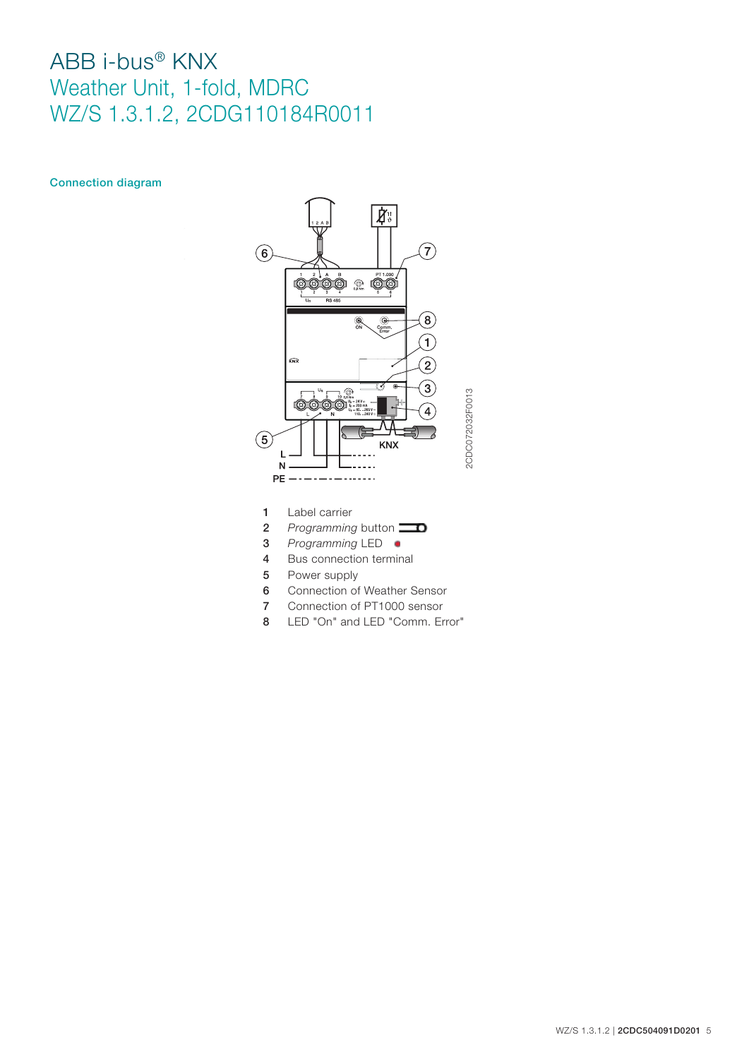# ABB i-bus® KNX
## Weather Unit, 1-fold, MDRC
## WZ/S 1.3.1.2, 2CDG110184R0011

### Connection diagram

1 Label carrier
2 *Programming* button
3 *Programming* LED
4 Bus connection terminal
5 Power supply
6 Connection of Weather Sensor
7 Connection of PT1000 sensor
8 LED "On" and LED "Comm. Error"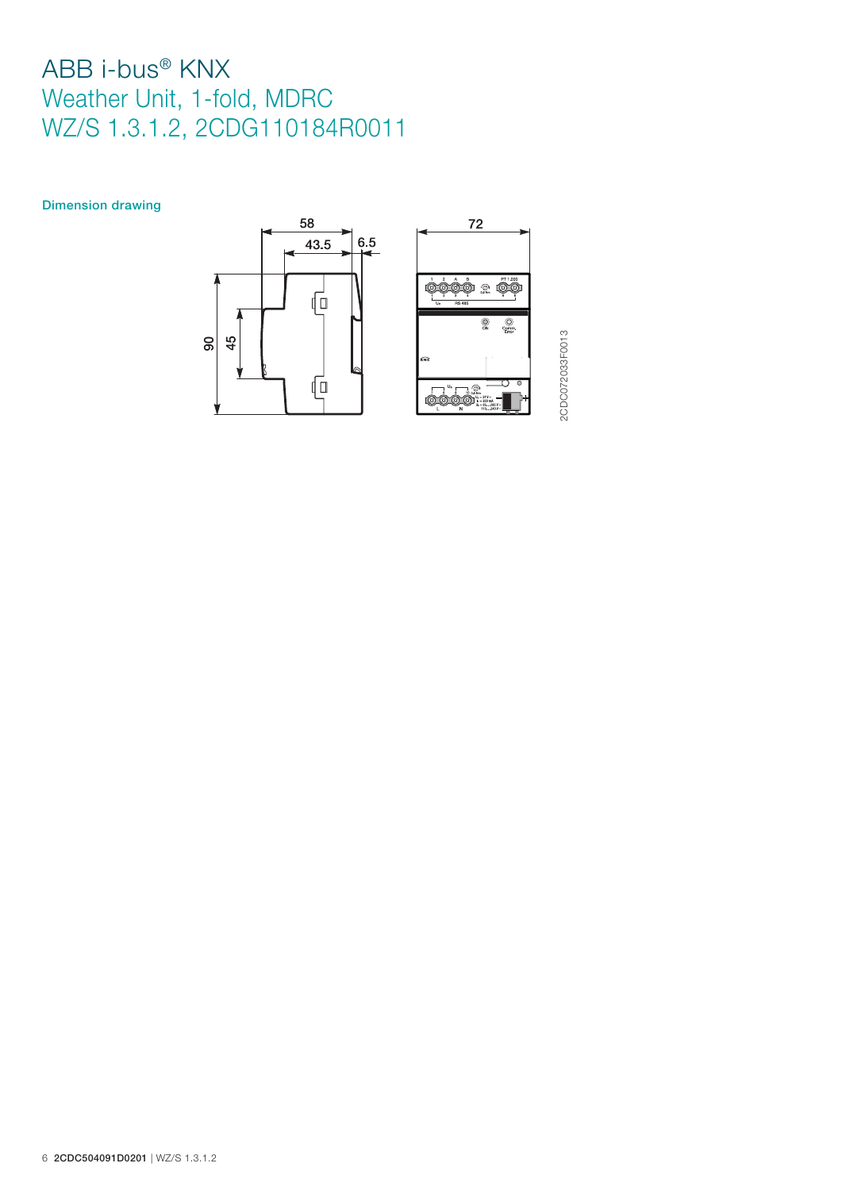# ABB i-bus® KNX
## Weather Unit, 1-fold, MDRC
## WZ/S 1.3.1.2, 2CDG110184R0011

### Dimension drawing

58
43.5
6.5
72
90
45

2CDC072033F0013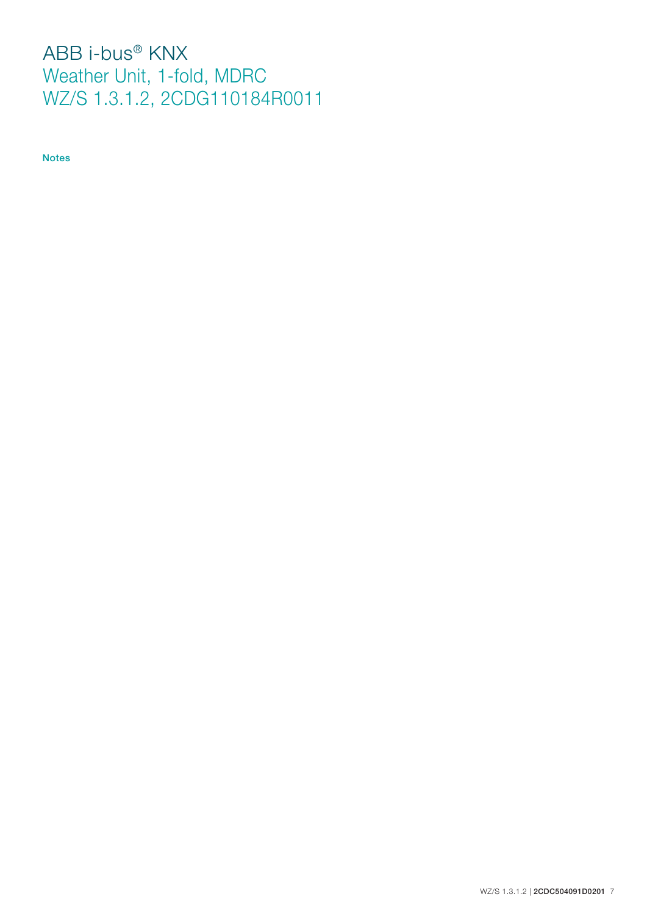# ABB i-bus® KNX
## Weather Unit, 1-fold, MDRC
## WZ/S 1.3.1.2, 2CDG110184R0011

**Notes**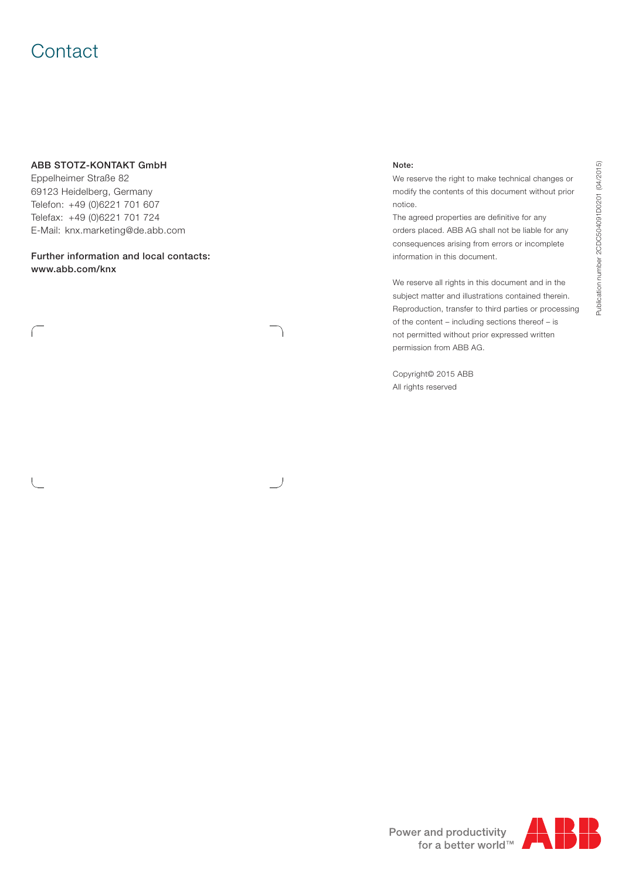# Contact

**ABB STOTZ-KONTAKT GmbH**
Eppelheimer Straße 82
69123 Heidelberg, Germany
Telefon: +49 (0)6221 701 607
Telefax: +49 (0)6221 701 724
E-Mail: knx.marketing@de.abb.com

**Further information and local contacts:**
**www.abb.com/knx**

**Note:**

We reserve the right to make technical changes or modify the contents of this document without prior notice.

The agreed properties are definitive for any orders placed. ABB AG shall not be liable for any consequences arising from errors or incomplete information in this document.

We reserve all rights in this document and in the subject matter and illustrations contained therein. Reproduction, transfer to third parties or processing of the content – including sections thereof – is not permitted without prior expressed written permission from ABB AG.

Copyright© 2015 ABB
All rights reserved

Publication number 2CDC504091D0201 (04/2015)

Power and productivity
for a better world™